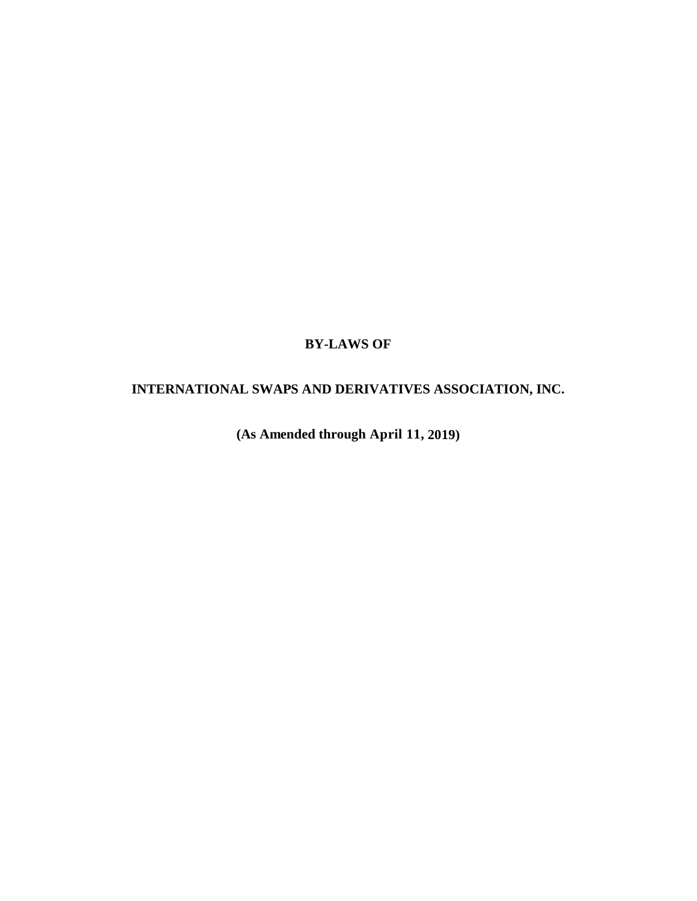# BY-LAWS OF

# INTERNATIONAL SWAPS AND DERIVATIVES ASSOCIATION, INC.

**(As Amended through April 11, 2019)**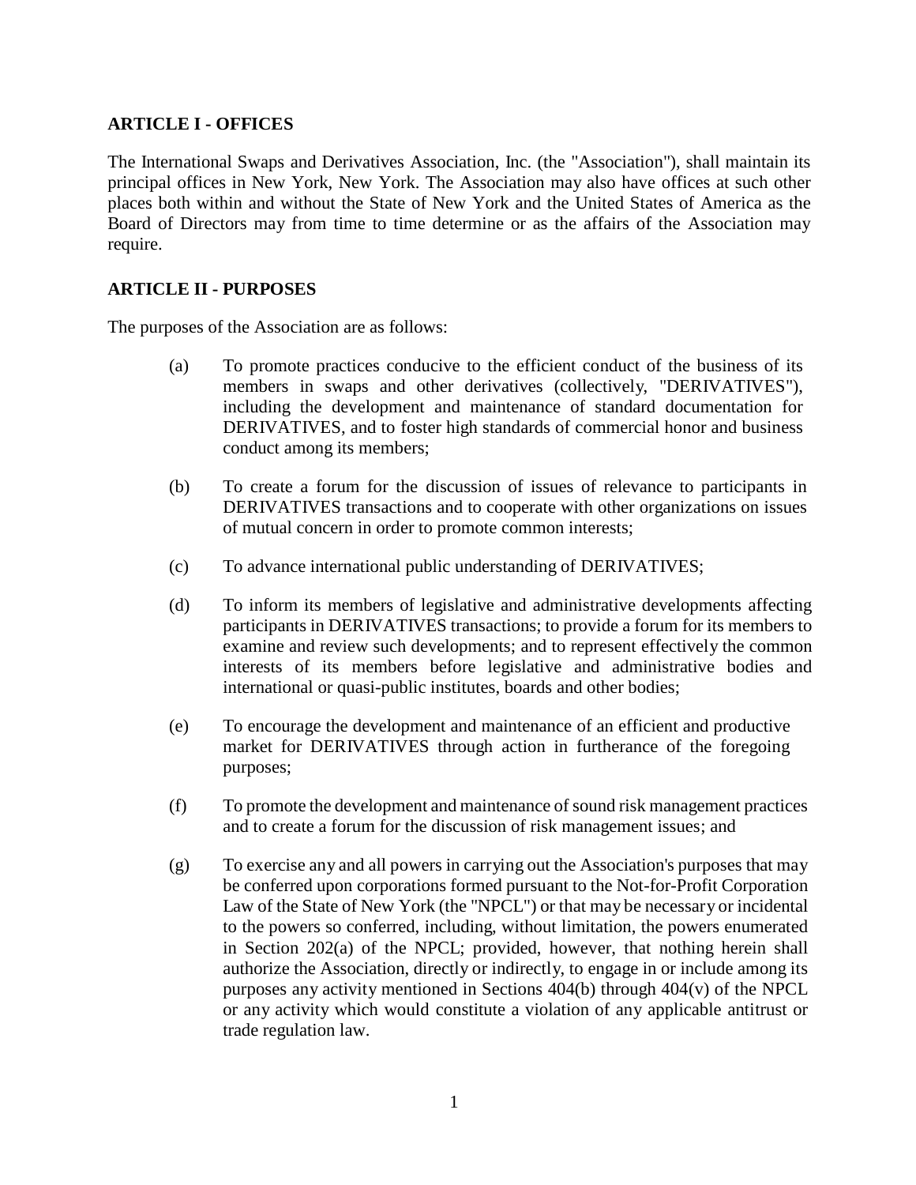## ARTICLE I - OFFICES

The International Swaps and Derivatives Association, Inc. (the "Association"), shall maintain its principal offices in New York, New York. The Association may also have offices at such other places both within and without the State of New York and the United States of America as the Board of Directors may from time to time determine or as the affairs of the Association may require.

## ARTICLE II - PURPOSES

The purposes of the Association are as follows:

(a) To promote practices conducive to the efficient conduct of the business of its members in swaps and other derivatives (collectively, "DERIVATIVES"), including the development and maintenance of standard documentation for DERIVATIVES, and to foster high standards of commercial honor and business conduct among its members;

(b) To create a forum for the discussion of issues of relevance to participants in DERIVATIVES transactions and to cooperate with other organizations on issues of mutual concern in order to promote common interests;

(c) To advance international public understanding of DERIVATIVES;

(d) To inform its members of legislative and administrative developments affecting participants in DERIVATIVES transactions; to provide a forum for its members to examine and review such developments; and to represent effectively the common interests of its members before legislative and administrative bodies and international or quasi-public institutes, boards and other bodies;

(e) To encourage the development and maintenance of an efficient and productive market for DERIVATIVES through action in furtherance of the foregoing purposes;

(f) To promote the development and maintenance of sound risk management practices and to create a forum for the discussion of risk management issues; and

(g) To exercise any and all powers in carrying out the Association's purposes that may be conferred upon corporations formed pursuant to the Not-for-Profit Corporation Law of the State of New York (the "NPCL") or that may be necessary or incidental to the powers so conferred, including, without limitation, the powers enumerated in Section 202(a) of the NPCL; provided, however, that nothing herein shall authorize the Association, directly or indirectly, to engage in or include among its purposes any activity mentioned in Sections 404(b) through 404(v) of the NPCL or any activity which would constitute a violation of any applicable antitrust or trade regulation law.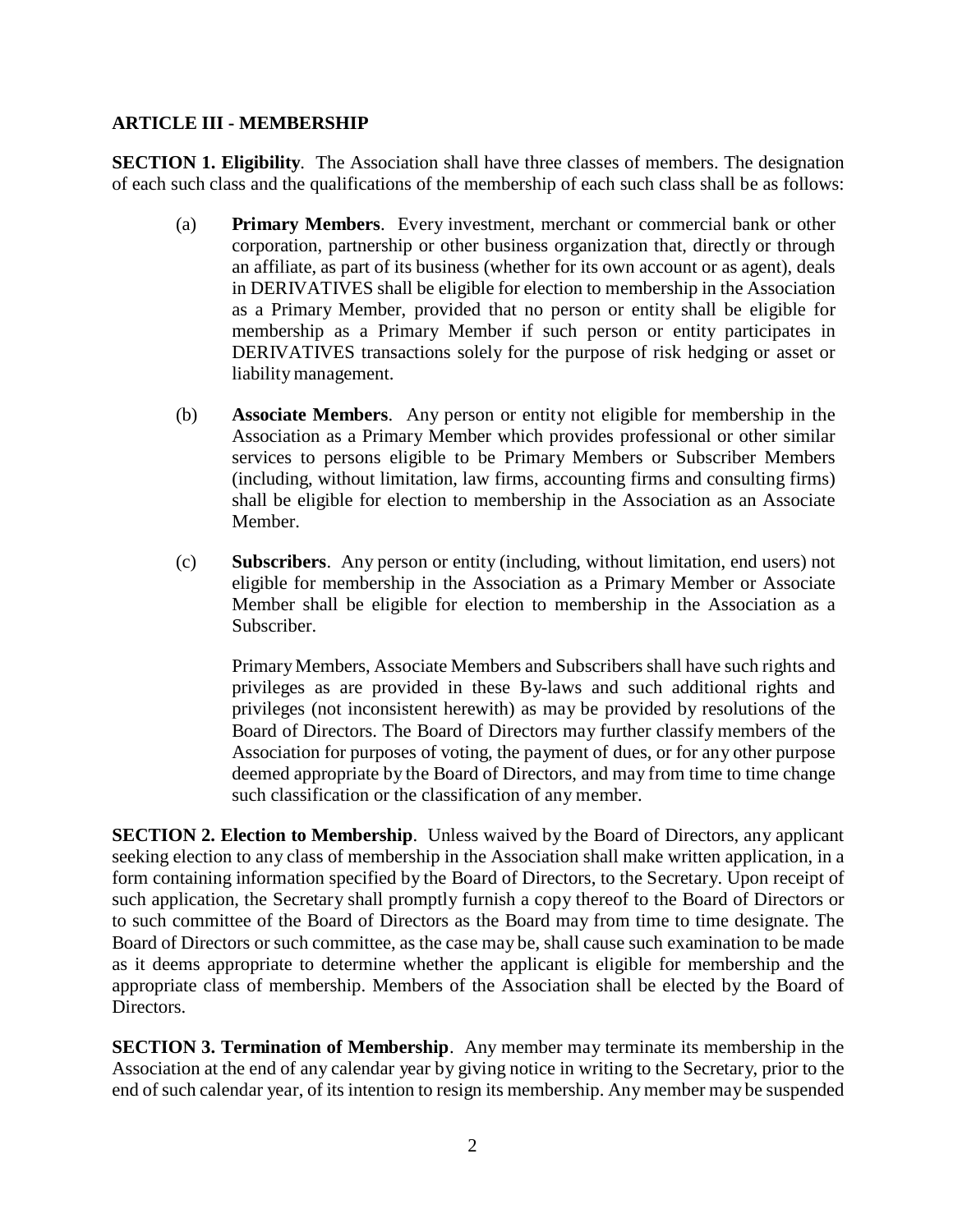## ARTICLE III - MEMBERSHIP

**SECTION 1. Eligibility**. The Association shall have three classes of members. The designation of each such class and the qualifications of the membership of each such class shall be as follows:

(a) **Primary Members**. Every investment, merchant or commercial bank or other corporation, partnership or other business organization that, directly or through an affiliate, as part of its business (whether for its own account or as agent), deals in DERIVATIVES shall be eligible for election to membership in the Association as a Primary Member, provided that no person or entity shall be eligible for membership as a Primary Member if such person or entity participates in DERIVATIVES transactions solely for the purpose of risk hedging or asset or liability management.

(b) **Associate Members**. Any person or entity not eligible for membership in the Association as a Primary Member which provides professional or other similar services to persons eligible to be Primary Members or Subscriber Members (including, without limitation, law firms, accounting firms and consulting firms) shall be eligible for election to membership in the Association as an Associate Member.

(c) **Subscribers**. Any person or entity (including, without limitation, end users) not eligible for membership in the Association as a Primary Member or Associate Member shall be eligible for election to membership in the Association as a Subscriber.

Primary Members, Associate Members and Subscribers shall have such rights and privileges as are provided in these By-laws and such additional rights and privileges (not inconsistent herewith) as may be provided by resolutions of the Board of Directors. The Board of Directors may further classify members of the Association for purposes of voting, the payment of dues, or for any other purpose deemed appropriate by the Board of Directors, and may from time to time change such classification or the classification of any member.

**SECTION 2. Election to Membership**. Unless waived by the Board of Directors, any applicant seeking election to any class of membership in the Association shall make written application, in a form containing information specified by the Board of Directors, to the Secretary. Upon receipt of such application, the Secretary shall promptly furnish a copy thereof to the Board of Directors or to such committee of the Board of Directors as the Board may from time to time designate. The Board of Directors or such committee, as the case may be, shall cause such examination to be made as it deems appropriate to determine whether the applicant is eligible for membership and the appropriate class of membership. Members of the Association shall be elected by the Board of Directors.

**SECTION 3. Termination of Membership**. Any member may terminate its membership in the Association at the end of any calendar year by giving notice in writing to the Secretary, prior to the end of such calendar year, of its intention to resign its membership. Any member may be suspended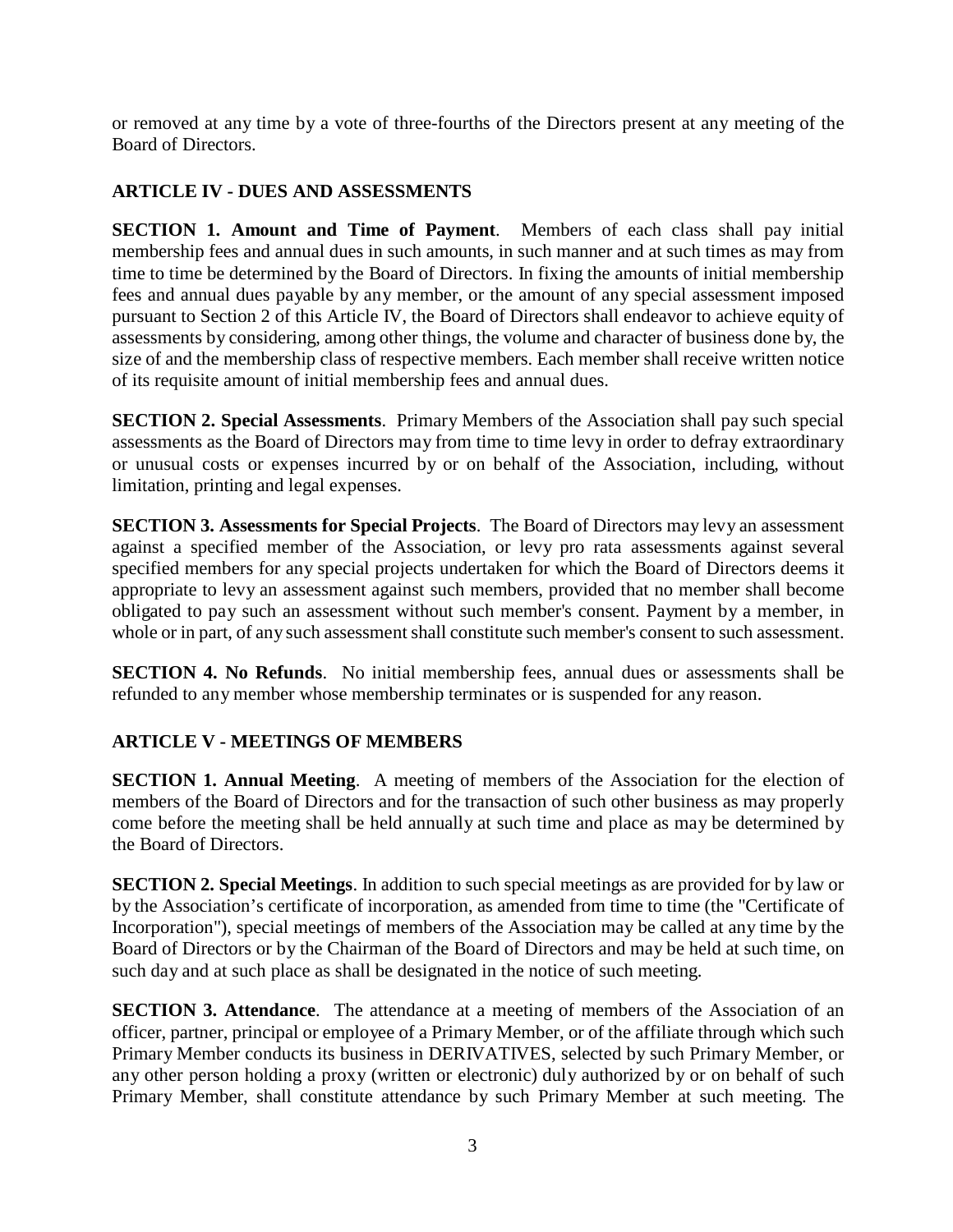or removed at any time by a vote of three-fourths of the Directors present at any meeting of the Board of Directors.

## ARTICLE IV - DUES AND ASSESSMENTS

**SECTION 1. Amount and Time of Payment**. Members of each class shall pay initial membership fees and annual dues in such amounts, in such manner and at such times as may from time to time be determined by the Board of Directors. In fixing the amounts of initial membership fees and annual dues payable by any member, or the amount of any special assessment imposed pursuant to Section 2 of this Article IV, the Board of Directors shall endeavor to achieve equity of assessments by considering, among other things, the volume and character of business done by, the size of and the membership class of respective members. Each member shall receive written notice of its requisite amount of initial membership fees and annual dues.

**SECTION 2. Special Assessments**. Primary Members of the Association shall pay such special assessments as the Board of Directors may from time to time levy in order to defray extraordinary or unusual costs or expenses incurred by or on behalf of the Association, including, without limitation, printing and legal expenses.

**SECTION 3. Assessments for Special Projects**. The Board of Directors may levy an assessment against a specified member of the Association, or levy pro rata assessments against several specified members for any special projects undertaken for which the Board of Directors deems it appropriate to levy an assessment against such members, provided that no member shall become obligated to pay such an assessment without such member's consent. Payment by a member, in whole or in part, of any such assessment shall constitute such member's consent to such assessment.

**SECTION 4. No Refunds**. No initial membership fees, annual dues or assessments shall be refunded to any member whose membership terminates or is suspended for any reason.

## ARTICLE V - MEETINGS OF MEMBERS

**SECTION 1. Annual Meeting**. A meeting of members of the Association for the election of members of the Board of Directors and for the transaction of such other business as may properly come before the meeting shall be held annually at such time and place as may be determined by the Board of Directors.

**SECTION 2. Special Meetings**. In addition to such special meetings as are provided for by law or by the Association's certificate of incorporation, as amended from time to time (the "Certificate of Incorporation"), special meetings of members of the Association may be called at any time by the Board of Directors or by the Chairman of the Board of Directors and may be held at such time, on such day and at such place as shall be designated in the notice of such meeting.

**SECTION 3. Attendance**. The attendance at a meeting of members of the Association of an officer, partner, principal or employee of a Primary Member, or of the affiliate through which such Primary Member conducts its business in DERIVATIVES, selected by such Primary Member, or any other person holding a proxy (written or electronic) duly authorized by or on behalf of such Primary Member, shall constitute attendance by such Primary Member at such meeting. The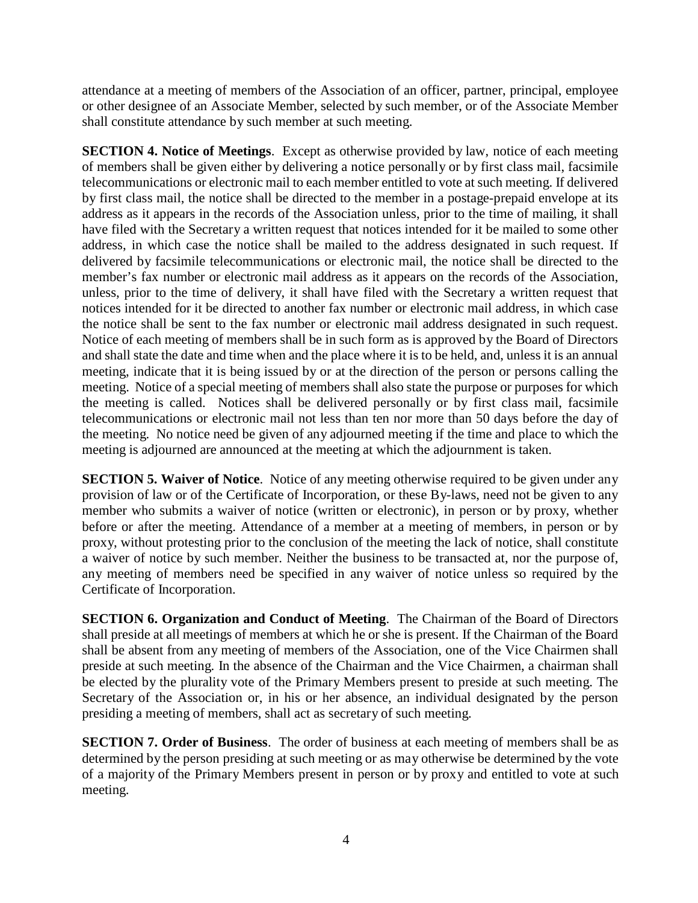attendance at a meeting of members of the Association of an officer, partner, principal, employee or other designee of an Associate Member, selected by such member, or of the Associate Member shall constitute attendance by such member at such meeting.

**SECTION 4. Notice of Meetings**. Except as otherwise provided by law, notice of each meeting of members shall be given either by delivering a notice personally or by first class mail, facsimile telecommunications or electronic mail to each member entitled to vote at such meeting. If delivered by first class mail, the notice shall be directed to the member in a postage-prepaid envelope at its address as it appears in the records of the Association unless, prior to the time of mailing, it shall have filed with the Secretary a written request that notices intended for it be mailed to some other address, in which case the notice shall be mailed to the address designated in such request. If delivered by facsimile telecommunications or electronic mail, the notice shall be directed to the member's fax number or electronic mail address as it appears on the records of the Association, unless, prior to the time of delivery, it shall have filed with the Secretary a written request that notices intended for it be directed to another fax number or electronic mail address, in which case the notice shall be sent to the fax number or electronic mail address designated in such request. Notice of each meeting of members shall be in such form as is approved by the Board of Directors and shall state the date and time when and the place where it is to be held, and, unless it is an annual meeting, indicate that it is being issued by or at the direction of the person or persons calling the meeting. Notice of a special meeting of members shall also state the purpose or purposes for which the meeting is called. Notices shall be delivered personally or by first class mail, facsimile telecommunications or electronic mail not less than ten nor more than 50 days before the day of the meeting. No notice need be given of any adjourned meeting if the time and place to which the meeting is adjourned are announced at the meeting at which the adjournment is taken.

**SECTION 5. Waiver of Notice**. Notice of any meeting otherwise required to be given under any provision of law or of the Certificate of Incorporation, or these By-laws, need not be given to any member who submits a waiver of notice (written or electronic), in person or by proxy, whether before or after the meeting. Attendance of a member at a meeting of members, in person or by proxy, without protesting prior to the conclusion of the meeting the lack of notice, shall constitute a waiver of notice by such member. Neither the business to be transacted at, nor the purpose of, any meeting of members need be specified in any waiver of notice unless so required by the Certificate of Incorporation.

**SECTION 6. Organization and Conduct of Meeting**. The Chairman of the Board of Directors shall preside at all meetings of members at which he or she is present. If the Chairman of the Board shall be absent from any meeting of members of the Association, one of the Vice Chairmen shall preside at such meeting. In the absence of the Chairman and the Vice Chairmen, a chairman shall be elected by the plurality vote of the Primary Members present to preside at such meeting. The Secretary of the Association or, in his or her absence, an individual designated by the person presiding a meeting of members, shall act as secretary of such meeting.

**SECTION 7. Order of Business**. The order of business at each meeting of members shall be as determined by the person presiding at such meeting or as may otherwise be determined by the vote of a majority of the Primary Members present in person or by proxy and entitled to vote at such meeting.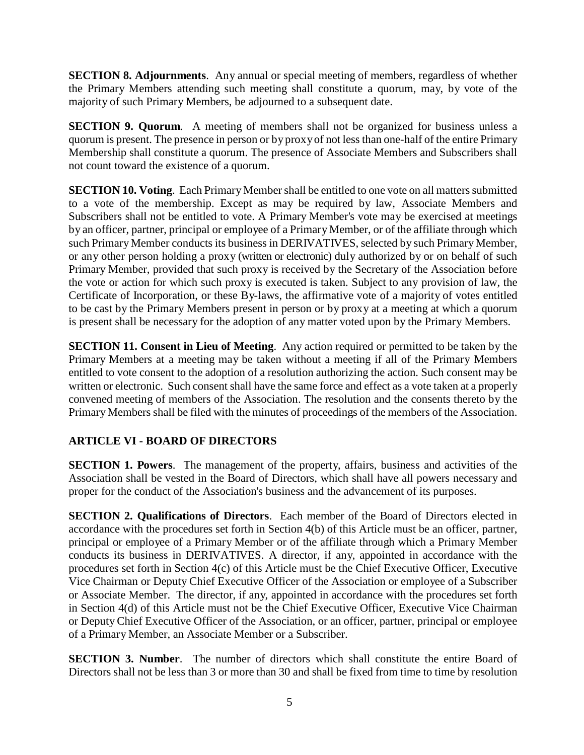**SECTION 8. Adjournments**. Any annual or special meeting of members, regardless of whether the Primary Members attending such meeting shall constitute a quorum, may, by vote of the majority of such Primary Members, be adjourned to a subsequent date.

**SECTION 9. Quorum**. A meeting of members shall not be organized for business unless a quorum is present. The presence in person or by proxy of not less than one-half of the entire Primary Membership shall constitute a quorum. The presence of Associate Members and Subscribers shall not count toward the existence of a quorum.

**SECTION 10. Voting**. Each Primary Member shall be entitled to one vote on all matters submitted to a vote of the membership. Except as may be required by law, Associate Members and Subscribers shall not be entitled to vote. A Primary Member's vote may be exercised at meetings by an officer, partner, principal or employee of a Primary Member, or of the affiliate through which such Primary Member conducts its business in DERIVATIVES, selected by such Primary Member, or any other person holding a proxy (written or electronic) duly authorized by or on behalf of such Primary Member, provided that such proxy is received by the Secretary of the Association before the vote or action for which such proxy is executed is taken. Subject to any provision of law, the Certificate of Incorporation, or these By-laws, the affirmative vote of a majority of votes entitled to be cast by the Primary Members present in person or by proxy at a meeting at which a quorum is present shall be necessary for the adoption of any matter voted upon by the Primary Members.

**SECTION 11. Consent in Lieu of Meeting**. Any action required or permitted to be taken by the Primary Members at a meeting may be taken without a meeting if all of the Primary Members entitled to vote consent to the adoption of a resolution authorizing the action. Such consent may be written or electronic. Such consent shall have the same force and effect as a vote taken at a properly convened meeting of members of the Association. The resolution and the consents thereto by the Primary Members shall be filed with the minutes of proceedings of the members of the Association.

## ARTICLE VI - BOARD OF DIRECTORS

**SECTION 1. Powers**. The management of the property, affairs, business and activities of the Association shall be vested in the Board of Directors, which shall have all powers necessary and proper for the conduct of the Association's business and the advancement of its purposes.

**SECTION 2. Qualifications of Directors**. Each member of the Board of Directors elected in accordance with the procedures set forth in Section 4(b) of this Article must be an officer, partner, principal or employee of a Primary Member or of the affiliate through which a Primary Member conducts its business in DERIVATIVES. A director, if any, appointed in accordance with the procedures set forth in Section 4(c) of this Article must be the Chief Executive Officer, Executive Vice Chairman or Deputy Chief Executive Officer of the Association or employee of a Subscriber or Associate Member. The director, if any, appointed in accordance with the procedures set forth in Section 4(d) of this Article must not be the Chief Executive Officer, Executive Vice Chairman or Deputy Chief Executive Officer of the Association, or an officer, partner, principal or employee of a Primary Member, an Associate Member or a Subscriber.

**SECTION 3. Number**. The number of directors which shall constitute the entire Board of Directors shall not be less than 3 or more than 30 and shall be fixed from time to time by resolution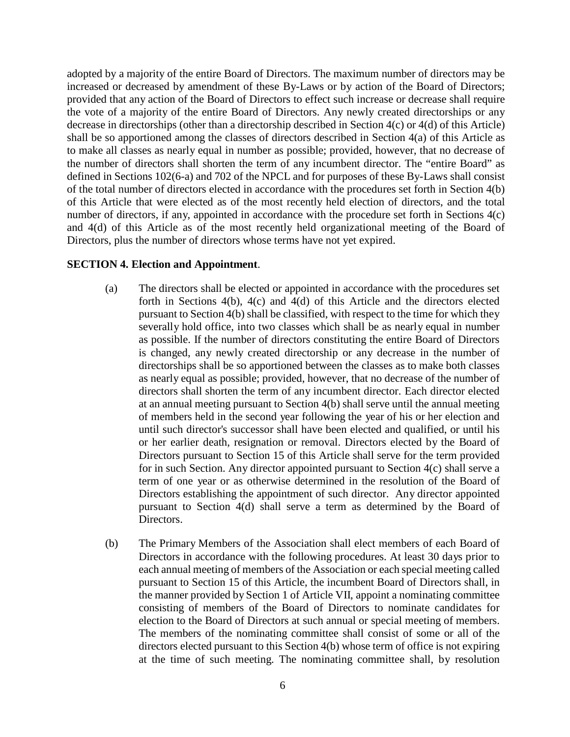adopted by a majority of the entire Board of Directors. The maximum number of directors may be increased or decreased by amendment of these By-Laws or by action of the Board of Directors; provided that any action of the Board of Directors to effect such increase or decrease shall require the vote of a majority of the entire Board of Directors. Any newly created directorships or any decrease in directorships (other than a directorship described in Section 4(c) or 4(d) of this Article) shall be so apportioned among the classes of directors described in Section 4(a) of this Article as to make all classes as nearly equal in number as possible; provided, however, that no decrease of the number of directors shall shorten the term of any incumbent director. The "entire Board" as defined in Sections 102(6-a) and 702 of the NPCL and for purposes of these By-Laws shall consist of the total number of directors elected in accordance with the procedures set forth in Section 4(b) of this Article that were elected as of the most recently held election of directors, and the total number of directors, if any, appointed in accordance with the procedure set forth in Sections 4(c) and 4(d) of this Article as of the most recently held organizational meeting of the Board of Directors, plus the number of directors whose terms have not yet expired.

**SECTION 4. Election and Appointment**.

(a) The directors shall be elected or appointed in accordance with the procedures set forth in Sections 4(b), 4(c) and 4(d) of this Article and the directors elected pursuant to Section 4(b) shall be classified, with respect to the time for which they severally hold office, into two classes which shall be as nearly equal in number as possible. If the number of directors constituting the entire Board of Directors is changed, any newly created directorship or any decrease in the number of directorships shall be so apportioned between the classes as to make both classes as nearly equal as possible; provided, however, that no decrease of the number of directors shall shorten the term of any incumbent director. Each director elected at an annual meeting pursuant to Section 4(b) shall serve until the annual meeting of members held in the second year following the year of his or her election and until such director's successor shall have been elected and qualified, or until his or her earlier death, resignation or removal. Directors elected by the Board of Directors pursuant to Section 15 of this Article shall serve for the term provided for in such Section. Any director appointed pursuant to Section 4(c) shall serve a term of one year or as otherwise determined in the resolution of the Board of Directors establishing the appointment of such director. Any director appointed pursuant to Section 4(d) shall serve a term as determined by the Board of Directors.

(b) The Primary Members of the Association shall elect members of each Board of Directors in accordance with the following procedures. At least 30 days prior to each annual meeting of members of the Association or each special meeting called pursuant to Section 15 of this Article, the incumbent Board of Directors shall, in the manner provided by Section 1 of Article VII, appoint a nominating committee consisting of members of the Board of Directors to nominate candidates for election to the Board of Directors at such annual or special meeting of members. The members of the nominating committee shall consist of some or all of the directors elected pursuant to this Section 4(b) whose term of office is not expiring at the time of such meeting. The nominating committee shall, by resolution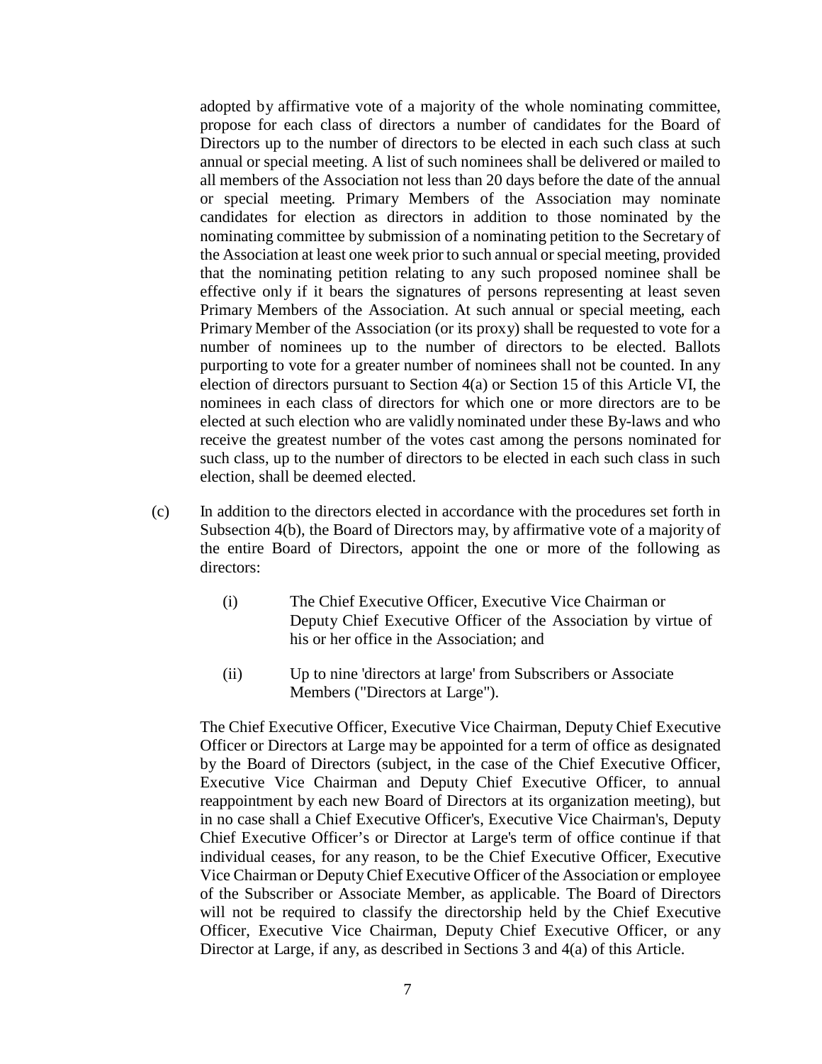adopted by affirmative vote of a majority of the whole nominating committee, propose for each class of directors a number of candidates for the Board of Directors up to the number of directors to be elected in each such class at such annual or special meeting. A list of such nominees shall be delivered or mailed to all members of the Association not less than 20 days before the date of the annual or special meeting. Primary Members of the Association may nominate candidates for election as directors in addition to those nominated by the nominating committee by submission of a nominating petition to the Secretary of the Association at least one week prior to such annual or special meeting, provided that the nominating petition relating to any such proposed nominee shall be effective only if it bears the signatures of persons representing at least seven Primary Members of the Association. At such annual or special meeting, each Primary Member of the Association (or its proxy) shall be requested to vote for a number of nominees up to the number of directors to be elected. Ballots purporting to vote for a greater number of nominees shall not be counted. In any election of directors pursuant to Section 4(a) or Section 15 of this Article VI, the nominees in each class of directors for which one or more directors are to be elected at such election who are validly nominated under these By-laws and who receive the greatest number of the votes cast among the persons nominated for such class, up to the number of directors to be elected in each such class in such election, shall be deemed elected.

(c) In addition to the directors elected in accordance with the procedures set forth in Subsection 4(b), the Board of Directors may, by affirmative vote of a majority of the entire Board of Directors, appoint the one or more of the following as directors:

(i) The Chief Executive Officer, Executive Vice Chairman or Deputy Chief Executive Officer of the Association by virtue of his or her office in the Association; and

(ii) Up to nine 'directors at large' from Subscribers or Associate Members ("Directors at Large").

The Chief Executive Officer, Executive Vice Chairman, Deputy Chief Executive Officer or Directors at Large may be appointed for a term of office as designated by the Board of Directors (subject, in the case of the Chief Executive Officer, Executive Vice Chairman and Deputy Chief Executive Officer, to annual reappointment by each new Board of Directors at its organization meeting), but in no case shall a Chief Executive Officer's, Executive Vice Chairman's, Deputy Chief Executive Officer's or Director at Large's term of office continue if that individual ceases, for any reason, to be the Chief Executive Officer, Executive Vice Chairman or Deputy Chief Executive Officer of the Association or employee of the Subscriber or Associate Member, as applicable. The Board of Directors will not be required to classify the directorship held by the Chief Executive Officer, Executive Vice Chairman, Deputy Chief Executive Officer, or any Director at Large, if any, as described in Sections 3 and 4(a) of this Article.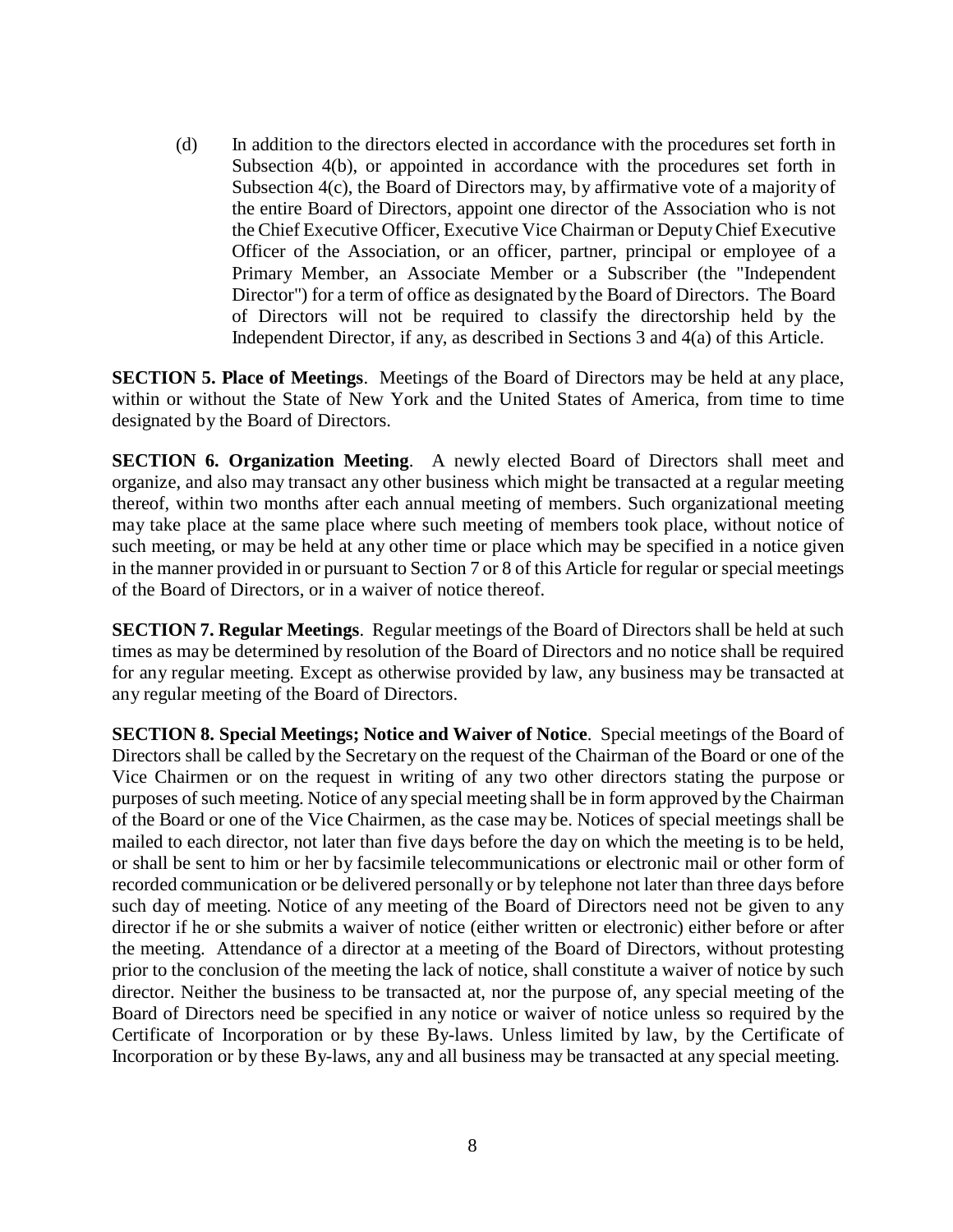(d) In addition to the directors elected in accordance with the procedures set forth in Subsection 4(b), or appointed in accordance with the procedures set forth in Subsection 4(c), the Board of Directors may, by affirmative vote of a majority of the entire Board of Directors, appoint one director of the Association who is not the Chief Executive Officer, Executive Vice Chairman or Deputy Chief Executive Officer of the Association, or an officer, partner, principal or employee of a Primary Member, an Associate Member or a Subscriber (the "Independent Director") for a term of office as designated by the Board of Directors. The Board of Directors will not be required to classify the directorship held by the Independent Director, if any, as described in Sections 3 and 4(a) of this Article.

**SECTION 5. Place of Meetings**. Meetings of the Board of Directors may be held at any place, within or without the State of New York and the United States of America, from time to time designated by the Board of Directors.

**SECTION 6. Organization Meeting**. A newly elected Board of Directors shall meet and organize, and also may transact any other business which might be transacted at a regular meeting thereof, within two months after each annual meeting of members. Such organizational meeting may take place at the same place where such meeting of members took place, without notice of such meeting, or may be held at any other time or place which may be specified in a notice given in the manner provided in or pursuant to Section 7 or 8 of this Article for regular or special meetings of the Board of Directors, or in a waiver of notice thereof.

**SECTION 7. Regular Meetings**. Regular meetings of the Board of Directors shall be held at such times as may be determined by resolution of the Board of Directors and no notice shall be required for any regular meeting. Except as otherwise provided by law, any business may be transacted at any regular meeting of the Board of Directors.

**SECTION 8. Special Meetings; Notice and Waiver of Notice**. Special meetings of the Board of Directors shall be called by the Secretary on the request of the Chairman of the Board or one of the Vice Chairmen or on the request in writing of any two other directors stating the purpose or purposes of such meeting. Notice of any special meeting shall be in form approved by the Chairman of the Board or one of the Vice Chairmen, as the case may be. Notices of special meetings shall be mailed to each director, not later than five days before the day on which the meeting is to be held, or shall be sent to him or her by facsimile telecommunications or electronic mail or other form of recorded communication or be delivered personally or by telephone not later than three days before such day of meeting. Notice of any meeting of the Board of Directors need not be given to any director if he or she submits a waiver of notice (either written or electronic) either before or after the meeting. Attendance of a director at a meeting of the Board of Directors, without protesting prior to the conclusion of the meeting the lack of notice, shall constitute a waiver of notice by such director. Neither the business to be transacted at, nor the purpose of, any special meeting of the Board of Directors need be specified in any notice or waiver of notice unless so required by the Certificate of Incorporation or by these By-laws. Unless limited by law, by the Certificate of Incorporation or by these By-laws, any and all business may be transacted at any special meeting.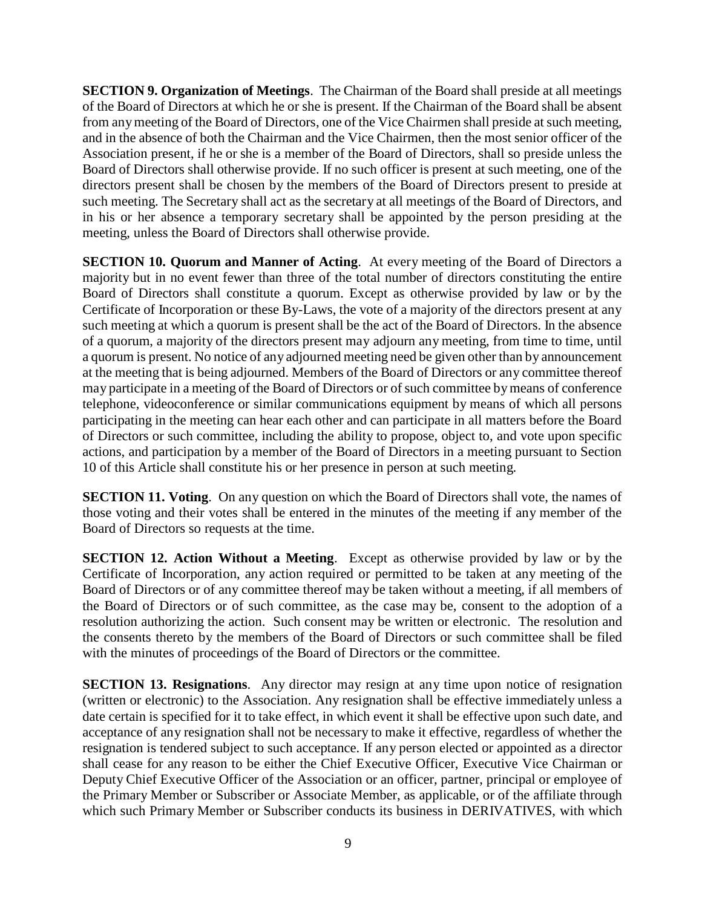**SECTION 9. Organization of Meetings**. The Chairman of the Board shall preside at all meetings of the Board of Directors at which he or she is present. If the Chairman of the Board shall be absent from any meeting of the Board of Directors, one of the Vice Chairmen shall preside at such meeting, and in the absence of both the Chairman and the Vice Chairmen, then the most senior officer of the Association present, if he or she is a member of the Board of Directors, shall so preside unless the Board of Directors shall otherwise provide. If no such officer is present at such meeting, one of the directors present shall be chosen by the members of the Board of Directors present to preside at such meeting. The Secretary shall act as the secretary at all meetings of the Board of Directors, and in his or her absence a temporary secretary shall be appointed by the person presiding at the meeting, unless the Board of Directors shall otherwise provide.

**SECTION 10. Quorum and Manner of Acting**. At every meeting of the Board of Directors a majority but in no event fewer than three of the total number of directors constituting the entire Board of Directors shall constitute a quorum. Except as otherwise provided by law or by the Certificate of Incorporation or these By-Laws, the vote of a majority of the directors present at any such meeting at which a quorum is present shall be the act of the Board of Directors. In the absence of a quorum, a majority of the directors present may adjourn any meeting, from time to time, until a quorum is present. No notice of any adjourned meeting need be given other than by announcement at the meeting that is being adjourned. Members of the Board of Directors or any committee thereof may participate in a meeting of the Board of Directors or of such committee by means of conference telephone, videoconference or similar communications equipment by means of which all persons participating in the meeting can hear each other and can participate in all matters before the Board of Directors or such committee, including the ability to propose, object to, and vote upon specific actions, and participation by a member of the Board of Directors in a meeting pursuant to Section 10 of this Article shall constitute his or her presence in person at such meeting.

**SECTION 11. Voting**. On any question on which the Board of Directors shall vote, the names of those voting and their votes shall be entered in the minutes of the meeting if any member of the Board of Directors so requests at the time.

**SECTION 12. Action Without a Meeting**. Except as otherwise provided by law or by the Certificate of Incorporation, any action required or permitted to be taken at any meeting of the Board of Directors or of any committee thereof may be taken without a meeting, if all members of the Board of Directors or of such committee, as the case may be, consent to the adoption of a resolution authorizing the action. Such consent may be written or electronic. The resolution and the consents thereto by the members of the Board of Directors or such committee shall be filed with the minutes of proceedings of the Board of Directors or the committee.

**SECTION 13. Resignations**. Any director may resign at any time upon notice of resignation (written or electronic) to the Association. Any resignation shall be effective immediately unless a date certain is specified for it to take effect, in which event it shall be effective upon such date, and acceptance of any resignation shall not be necessary to make it effective, regardless of whether the resignation is tendered subject to such acceptance. If any person elected or appointed as a director shall cease for any reason to be either the Chief Executive Officer, Executive Vice Chairman or Deputy Chief Executive Officer of the Association or an officer, partner, principal or employee of the Primary Member or Subscriber or Associate Member, as applicable, or of the affiliate through which such Primary Member or Subscriber conducts its business in DERIVATIVES, with which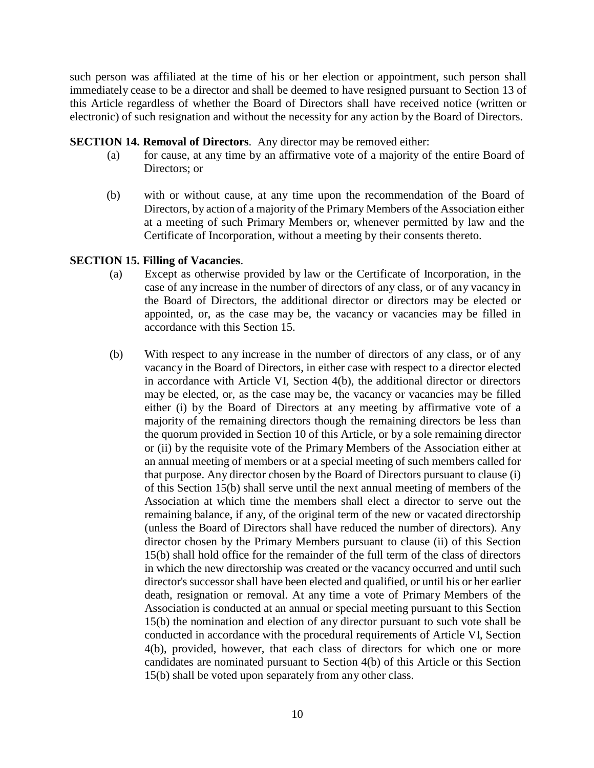such person was affiliated at the time of his or her election or appointment, such person shall immediately cease to be a director and shall be deemed to have resigned pursuant to Section 13 of this Article regardless of whether the Board of Directors shall have received notice (written or electronic) of such resignation and without the necessity for any action by the Board of Directors.

**SECTION 14. Removal of Directors**. Any director may be removed either:

(a) for cause, at any time by an affirmative vote of a majority of the entire Board of Directors; or

(b) with or without cause, at any time upon the recommendation of the Board of Directors, by action of a majority of the Primary Members of the Association either at a meeting of such Primary Members or, whenever permitted by law and the Certificate of Incorporation, without a meeting by their consents thereto.

**SECTION 15. Filling of Vacancies**.

(a) Except as otherwise provided by law or the Certificate of Incorporation, in the case of any increase in the number of directors of any class, or of any vacancy in the Board of Directors, the additional director or directors may be elected or appointed, or, as the case may be, the vacancy or vacancies may be filled in accordance with this Section 15.

(b) With respect to any increase in the number of directors of any class, or of any vacancy in the Board of Directors, in either case with respect to a director elected in accordance with Article VI, Section 4(b), the additional director or directors may be elected, or, as the case may be, the vacancy or vacancies may be filled either (i) by the Board of Directors at any meeting by affirmative vote of a majority of the remaining directors though the remaining directors be less than the quorum provided in Section 10 of this Article, or by a sole remaining director or (ii) by the requisite vote of the Primary Members of the Association either at an annual meeting of members or at a special meeting of such members called for that purpose. Any director chosen by the Board of Directors pursuant to clause (i) of this Section 15(b) shall serve until the next annual meeting of members of the Association at which time the members shall elect a director to serve out the remaining balance, if any, of the original term of the new or vacated directorship (unless the Board of Directors shall have reduced the number of directors). Any director chosen by the Primary Members pursuant to clause (ii) of this Section 15(b) shall hold office for the remainder of the full term of the class of directors in which the new directorship was created or the vacancy occurred and until such director's successor shall have been elected and qualified, or until his or her earlier death, resignation or removal. At any time a vote of Primary Members of the Association is conducted at an annual or special meeting pursuant to this Section 15(b) the nomination and election of any director pursuant to such vote shall be conducted in accordance with the procedural requirements of Article VI, Section 4(b), provided, however, that each class of directors for which one or more candidates are nominated pursuant to Section 4(b) of this Article or this Section 15(b) shall be voted upon separately from any other class.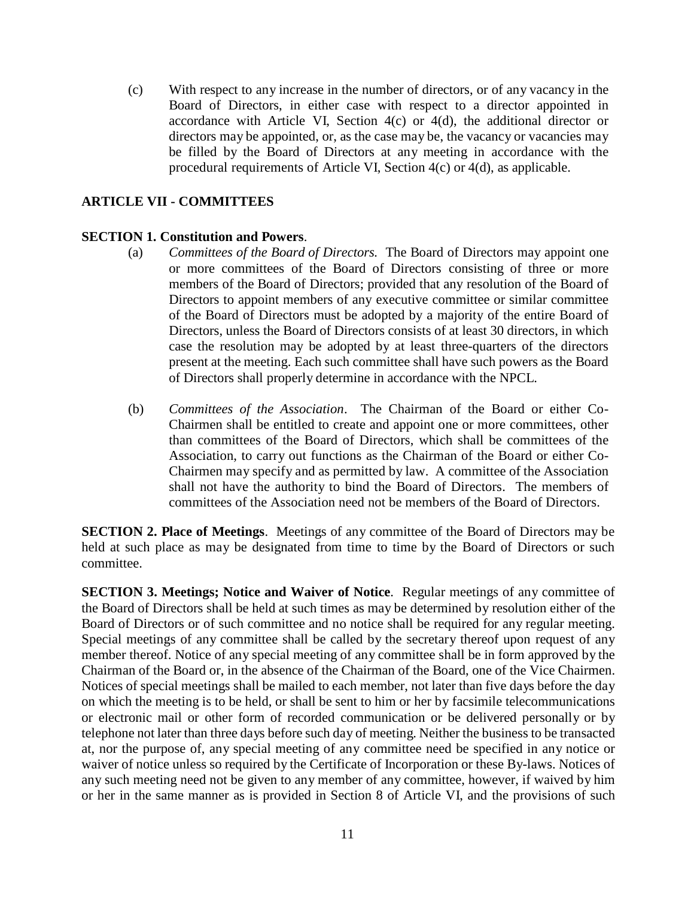(c) With respect to any increase in the number of directors, or of any vacancy in the Board of Directors, in either case with respect to a director appointed in accordance with Article VI, Section 4(c) or 4(d), the additional director or directors may be appointed, or, as the case may be, the vacancy or vacancies may be filled by the Board of Directors at any meeting in accordance with the procedural requirements of Article VI, Section 4(c) or 4(d), as applicable.

## ARTICLE VII - COMMITTEES

**SECTION 1. Constitution and Powers**.

(a) *Committees of the Board of Directors.* The Board of Directors may appoint one or more committees of the Board of Directors consisting of three or more members of the Board of Directors; provided that any resolution of the Board of Directors to appoint members of any executive committee or similar committee of the Board of Directors must be adopted by a majority of the entire Board of Directors, unless the Board of Directors consists of at least 30 directors, in which case the resolution may be adopted by at least three-quarters of the directors present at the meeting. Each such committee shall have such powers as the Board of Directors shall properly determine in accordance with the NPCL.

(b) *Committees of the Association*. The Chairman of the Board or either Co-Chairmen shall be entitled to create and appoint one or more committees, other than committees of the Board of Directors, which shall be committees of the Association, to carry out functions as the Chairman of the Board or either Co-Chairmen may specify and as permitted by law. A committee of the Association shall not have the authority to bind the Board of Directors. The members of committees of the Association need not be members of the Board of Directors.

**SECTION 2. Place of Meetings**. Meetings of any committee of the Board of Directors may be held at such place as may be designated from time to time by the Board of Directors or such committee.

**SECTION 3. Meetings; Notice and Waiver of Notice**. Regular meetings of any committee of the Board of Directors shall be held at such times as may be determined by resolution either of the Board of Directors or of such committee and no notice shall be required for any regular meeting. Special meetings of any committee shall be called by the secretary thereof upon request of any member thereof. Notice of any special meeting of any committee shall be in form approved by the Chairman of the Board or, in the absence of the Chairman of the Board, one of the Vice Chairmen. Notices of special meetings shall be mailed to each member, not later than five days before the day on which the meeting is to be held, or shall be sent to him or her by facsimile telecommunications or electronic mail or other form of recorded communication or be delivered personally or by telephone not later than three days before such day of meeting. Neither the business to be transacted at, nor the purpose of, any special meeting of any committee need be specified in any notice or waiver of notice unless so required by the Certificate of Incorporation or these By-laws. Notices of any such meeting need not be given to any member of any committee, however, if waived by him or her in the same manner as is provided in Section 8 of Article VI, and the provisions of such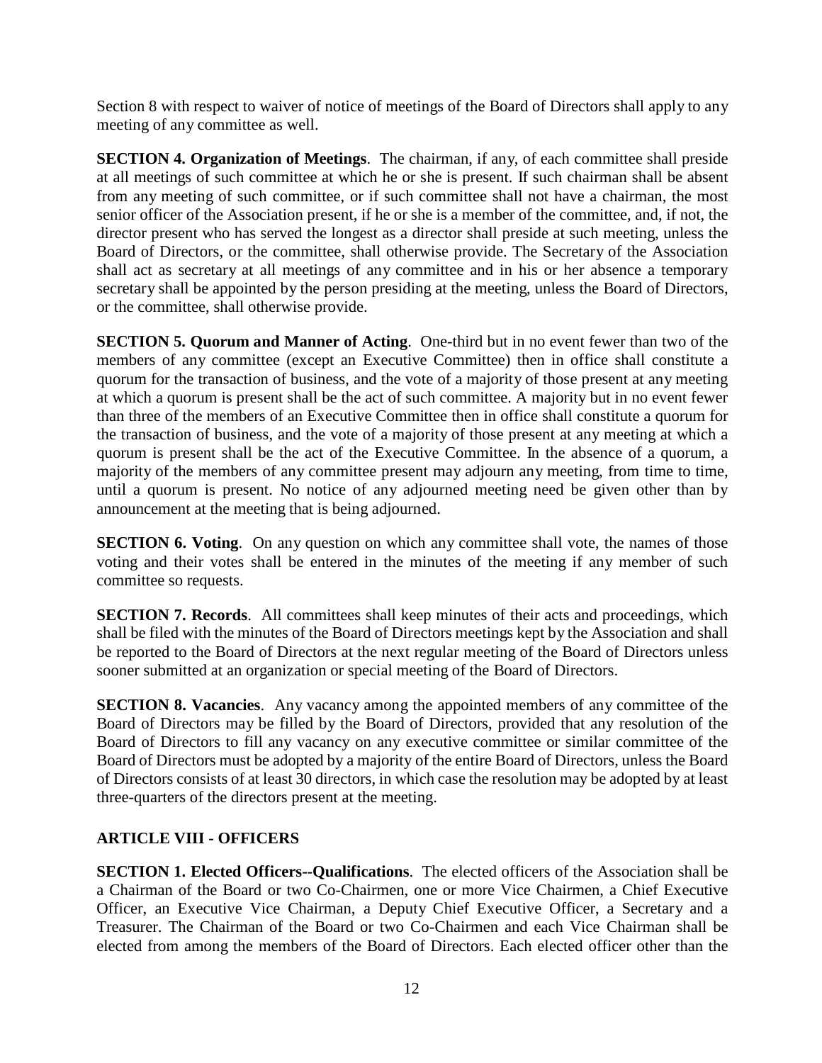Section 8 with respect to waiver of notice of meetings of the Board of Directors shall apply to any meeting of any committee as well.

**SECTION 4. Organization of Meetings**. The chairman, if any, of each committee shall preside at all meetings of such committee at which he or she is present. If such chairman shall be absent from any meeting of such committee, or if such committee shall not have a chairman, the most senior officer of the Association present, if he or she is a member of the committee, and, if not, the director present who has served the longest as a director shall preside at such meeting, unless the Board of Directors, or the committee, shall otherwise provide. The Secretary of the Association shall act as secretary at all meetings of any committee and in his or her absence a temporary secretary shall be appointed by the person presiding at the meeting, unless the Board of Directors, or the committee, shall otherwise provide.

**SECTION 5. Quorum and Manner of Acting**. One-third but in no event fewer than two of the members of any committee (except an Executive Committee) then in office shall constitute a quorum for the transaction of business, and the vote of a majority of those present at any meeting at which a quorum is present shall be the act of such committee. A majority but in no event fewer than three of the members of an Executive Committee then in office shall constitute a quorum for the transaction of business, and the vote of a majority of those present at any meeting at which a quorum is present shall be the act of the Executive Committee. In the absence of a quorum, a majority of the members of any committee present may adjourn any meeting, from time to time, until a quorum is present. No notice of any adjourned meeting need be given other than by announcement at the meeting that is being adjourned.

**SECTION 6. Voting**. On any question on which any committee shall vote, the names of those voting and their votes shall be entered in the minutes of the meeting if any member of such committee so requests.

**SECTION 7. Records**. All committees shall keep minutes of their acts and proceedings, which shall be filed with the minutes of the Board of Directors meetings kept by the Association and shall be reported to the Board of Directors at the next regular meeting of the Board of Directors unless sooner submitted at an organization or special meeting of the Board of Directors.

**SECTION 8. Vacancies**. Any vacancy among the appointed members of any committee of the Board of Directors may be filled by the Board of Directors, provided that any resolution of the Board of Directors to fill any vacancy on any executive committee or similar committee of the Board of Directors must be adopted by a majority of the entire Board of Directors, unless the Board of Directors consists of at least 30 directors, in which case the resolution may be adopted by at least three-quarters of the directors present at the meeting.

## ARTICLE VIII - OFFICERS

**SECTION 1. Elected Officers--Qualifications**. The elected officers of the Association shall be a Chairman of the Board or two Co-Chairmen, one or more Vice Chairmen, a Chief Executive Officer, an Executive Vice Chairman, a Deputy Chief Executive Officer, a Secretary and a Treasurer. The Chairman of the Board or two Co-Chairmen and each Vice Chairman shall be elected from among the members of the Board of Directors. Each elected officer other than the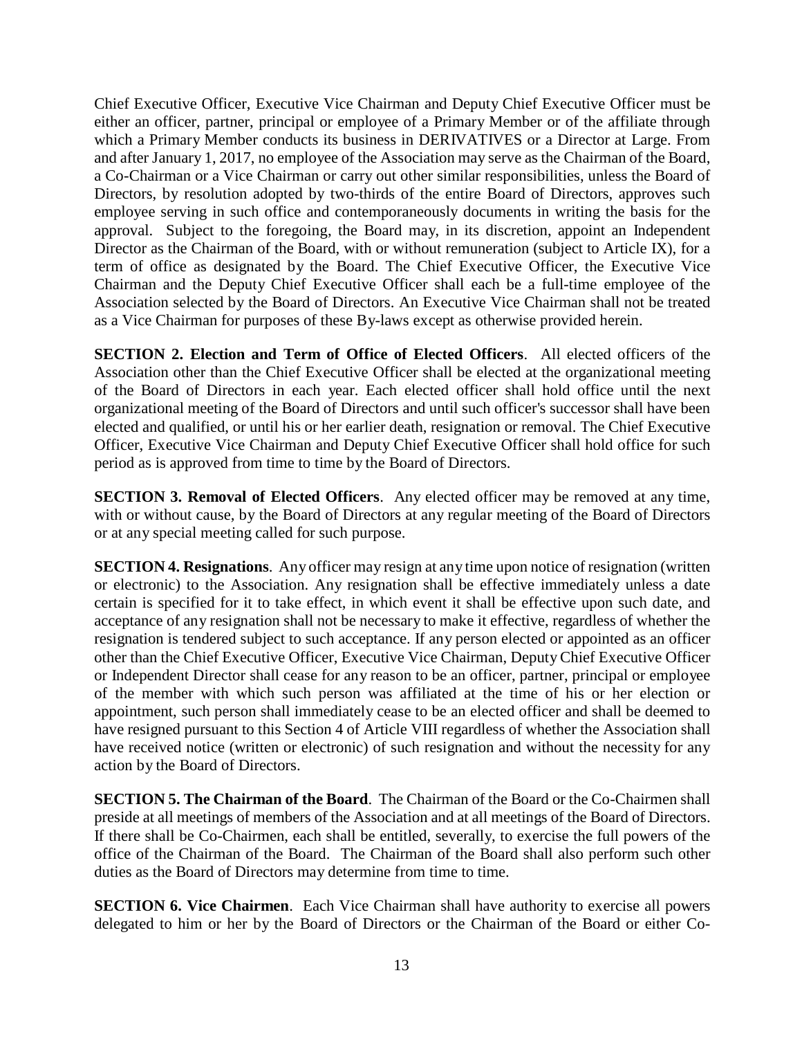Chief Executive Officer, Executive Vice Chairman and Deputy Chief Executive Officer must be either an officer, partner, principal or employee of a Primary Member or of the affiliate through which a Primary Member conducts its business in DERIVATIVES or a Director at Large. From and after January 1, 2017, no employee of the Association may serve as the Chairman of the Board, a Co-Chairman or a Vice Chairman or carry out other similar responsibilities, unless the Board of Directors, by resolution adopted by two-thirds of the entire Board of Directors, approves such employee serving in such office and contemporaneously documents in writing the basis for the approval. Subject to the foregoing, the Board may, in its discretion, appoint an Independent Director as the Chairman of the Board, with or without remuneration (subject to Article IX), for a term of office as designated by the Board. The Chief Executive Officer, the Executive Vice Chairman and the Deputy Chief Executive Officer shall each be a full-time employee of the Association selected by the Board of Directors. An Executive Vice Chairman shall not be treated as a Vice Chairman for purposes of these By-laws except as otherwise provided herein.

**SECTION 2. Election and Term of Office of Elected Officers**. All elected officers of the Association other than the Chief Executive Officer shall be elected at the organizational meeting of the Board of Directors in each year. Each elected officer shall hold office until the next organizational meeting of the Board of Directors and until such officer's successor shall have been elected and qualified, or until his or her earlier death, resignation or removal. The Chief Executive Officer, Executive Vice Chairman and Deputy Chief Executive Officer shall hold office for such period as is approved from time to time by the Board of Directors.

**SECTION 3. Removal of Elected Officers**. Any elected officer may be removed at any time, with or without cause, by the Board of Directors at any regular meeting of the Board of Directors or at any special meeting called for such purpose.

**SECTION 4. Resignations**. Any officer may resign at any time upon notice of resignation (written or electronic) to the Association. Any resignation shall be effective immediately unless a date certain is specified for it to take effect, in which event it shall be effective upon such date, and acceptance of any resignation shall not be necessary to make it effective, regardless of whether the resignation is tendered subject to such acceptance. If any person elected or appointed as an officer other than the Chief Executive Officer, Executive Vice Chairman, Deputy Chief Executive Officer or Independent Director shall cease for any reason to be an officer, partner, principal or employee of the member with which such person was affiliated at the time of his or her election or appointment, such person shall immediately cease to be an elected officer and shall be deemed to have resigned pursuant to this Section 4 of Article VIII regardless of whether the Association shall have received notice (written or electronic) of such resignation and without the necessity for any action by the Board of Directors.

**SECTION 5. The Chairman of the Board**. The Chairman of the Board or the Co-Chairmen shall preside at all meetings of members of the Association and at all meetings of the Board of Directors. If there shall be Co-Chairmen, each shall be entitled, severally, to exercise the full powers of the office of the Chairman of the Board. The Chairman of the Board shall also perform such other duties as the Board of Directors may determine from time to time.

**SECTION 6. Vice Chairmen**. Each Vice Chairman shall have authority to exercise all powers delegated to him or her by the Board of Directors or the Chairman of the Board or either Co-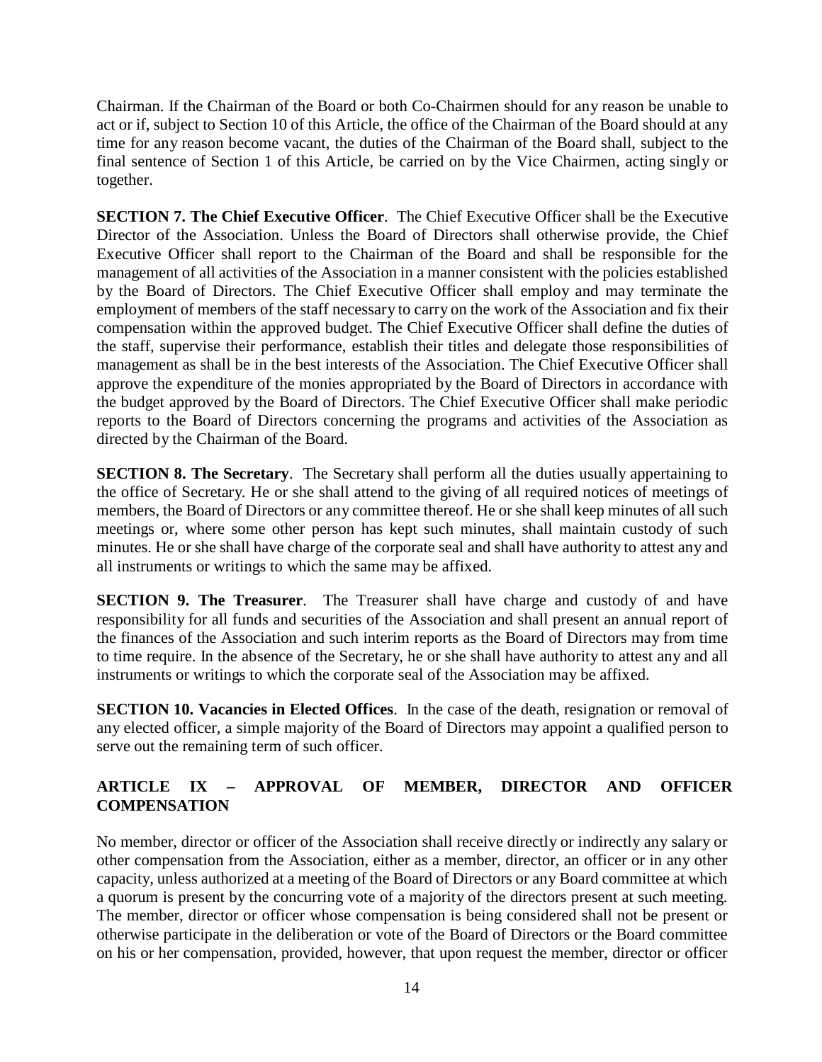Chairman. If the Chairman of the Board or both Co-Chairmen should for any reason be unable to act or if, subject to Section 10 of this Article, the office of the Chairman of the Board should at any time for any reason become vacant, the duties of the Chairman of the Board shall, subject to the final sentence of Section 1 of this Article, be carried on by the Vice Chairmen, acting singly or together.

**SECTION 7. The Chief Executive Officer**. The Chief Executive Officer shall be the Executive Director of the Association. Unless the Board of Directors shall otherwise provide, the Chief Executive Officer shall report to the Chairman of the Board and shall be responsible for the management of all activities of the Association in a manner consistent with the policies established by the Board of Directors. The Chief Executive Officer shall employ and may terminate the employment of members of the staff necessary to carry on the work of the Association and fix their compensation within the approved budget. The Chief Executive Officer shall define the duties of the staff, supervise their performance, establish their titles and delegate those responsibilities of management as shall be in the best interests of the Association. The Chief Executive Officer shall approve the expenditure of the monies appropriated by the Board of Directors in accordance with the budget approved by the Board of Directors. The Chief Executive Officer shall make periodic reports to the Board of Directors concerning the programs and activities of the Association as directed by the Chairman of the Board.

**SECTION 8. The Secretary**. The Secretary shall perform all the duties usually appertaining to the office of Secretary. He or she shall attend to the giving of all required notices of meetings of members, the Board of Directors or any committee thereof. He or she shall keep minutes of all such meetings or, where some other person has kept such minutes, shall maintain custody of such minutes. He or she shall have charge of the corporate seal and shall have authority to attest any and all instruments or writings to which the same may be affixed.

**SECTION 9. The Treasurer**. The Treasurer shall have charge and custody of and have responsibility for all funds and securities of the Association and shall present an annual report of the finances of the Association and such interim reports as the Board of Directors may from time to time require. In the absence of the Secretary, he or she shall have authority to attest any and all instruments or writings to which the corporate seal of the Association may be affixed.

**SECTION 10. Vacancies in Elected Offices**. In the case of the death, resignation or removal of any elected officer, a simple majority of the Board of Directors may appoint a qualified person to serve out the remaining term of such officer.

## ARTICLE IX – APPROVAL OF MEMBER, DIRECTOR AND OFFICER COMPENSATION

No member, director or officer of the Association shall receive directly or indirectly any salary or other compensation from the Association, either as a member, director, an officer or in any other capacity, unless authorized at a meeting of the Board of Directors or any Board committee at which a quorum is present by the concurring vote of a majority of the directors present at such meeting. The member, director or officer whose compensation is being considered shall not be present or otherwise participate in the deliberation or vote of the Board of Directors or the Board committee on his or her compensation, provided, however, that upon request the member, director or officer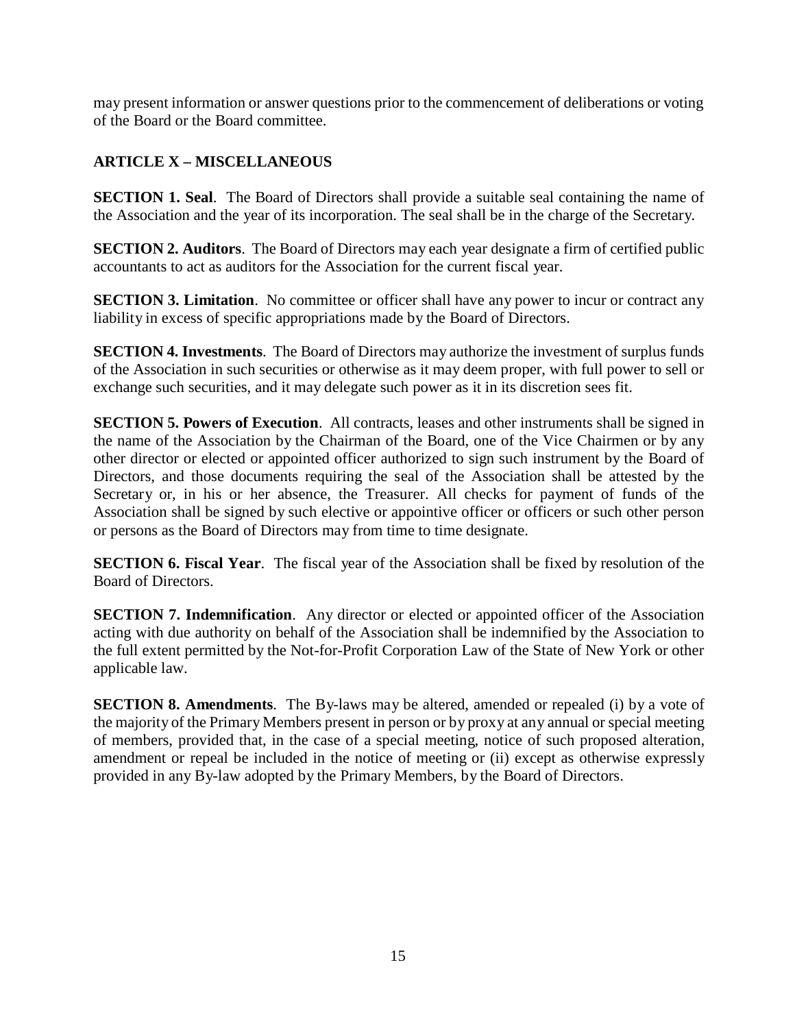may present information or answer questions prior to the commencement of deliberations or voting of the Board or the Board committee.

## ARTICLE X – MISCELLANEOUS

**SECTION 1. Seal**. The Board of Directors shall provide a suitable seal containing the name of the Association and the year of its incorporation. The seal shall be in the charge of the Secretary.

**SECTION 2. Auditors**. The Board of Directors may each year designate a firm of certified public accountants to act as auditors for the Association for the current fiscal year.

**SECTION 3. Limitation**. No committee or officer shall have any power to incur or contract any liability in excess of specific appropriations made by the Board of Directors.

**SECTION 4. Investments**. The Board of Directors may authorize the investment of surplus funds of the Association in such securities or otherwise as it may deem proper, with full power to sell or exchange such securities, and it may delegate such power as it in its discretion sees fit.

**SECTION 5. Powers of Execution**. All contracts, leases and other instruments shall be signed in the name of the Association by the Chairman of the Board, one of the Vice Chairmen or by any other director or elected or appointed officer authorized to sign such instrument by the Board of Directors, and those documents requiring the seal of the Association shall be attested by the Secretary or, in his or her absence, the Treasurer. All checks for payment of funds of the Association shall be signed by such elective or appointive officer or officers or such other person or persons as the Board of Directors may from time to time designate.

**SECTION 6. Fiscal Year**. The fiscal year of the Association shall be fixed by resolution of the Board of Directors.

**SECTION 7. Indemnification**. Any director or elected or appointed officer of the Association acting with due authority on behalf of the Association shall be indemnified by the Association to the full extent permitted by the Not-for-Profit Corporation Law of the State of New York or other applicable law.

**SECTION 8. Amendments**. The By-laws may be altered, amended or repealed (i) by a vote of the majority of the Primary Members present in person or by proxy at any annual or special meeting of members, provided that, in the case of a special meeting, notice of such proposed alteration, amendment or repeal be included in the notice of meeting or (ii) except as otherwise expressly provided in any By-law adopted by the Primary Members, by the Board of Directors.